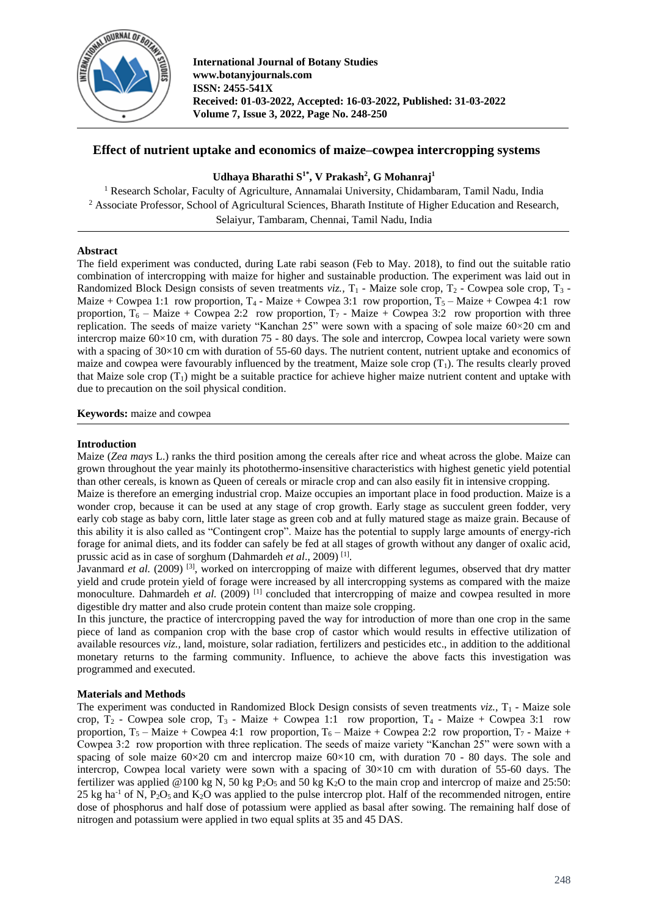International Journal of Botany Studies
www.botanyjournals.com
ISSN: 2455-541X
Received: 01-03-2022, Accepted: 16-03-2022, Published: 31-03-2022
Volume 7, Issue 3, 2022, Page No. 248-250

# Effect of nutrient uptake and economics of maize–cowpea intercropping systems

**Udhaya Bharathi S[1*], V Prakash[2], G Mohanraj[1]**

[1] Research Scholar, Faculty of Agriculture, Annamalai University, Chidambaram, Tamil Nadu, India
[2] Associate Professor, School of Agricultural Sciences, Bharath Institute of Higher Education and Research, Selaiyur, Tambaram, Chennai, Tamil Nadu, India

**Abstract**

The field experiment was conducted, during Late rabi season (Feb to May. 2018), to find out the suitable ratio combination of intercropping with maize for higher and sustainable production. The experiment was laid out in Randomized Block Design consists of seven treatments *viz.*, $T_1$ - Maize sole crop, $T_2$ - Cowpea sole crop, $T_3$ - Maize + Cowpea 1:1 row proportion, $T_4$ - Maize + Cowpea 3:1 row proportion, $T_5$ – Maize + Cowpea 4:1 row proportion, $T_6$ – Maize + Cowpea 2:2 row proportion, $T_7$ - Maize + Cowpea 3:2 row proportion with three replication. The seeds of maize variety "Kanchan 25" were sown with a spacing of sole maize 60×20 cm and intercrop maize 60×10 cm, with duration 75 - 80 days. The sole and intercrop, Cowpea local variety were sown with a spacing of 30×10 cm with duration of 55-60 days. The nutrient content, nutrient uptake and economics of maize and cowpea were favourably influenced by the treatment, Maize sole crop ($T_1$). The results clearly proved that Maize sole crop ($T_1$) might be a suitable practice for achieve higher maize nutrient content and uptake with due to precaution on the soil physical condition.

**Keywords:** maize and cowpea

## Introduction

Maize (*Zea mays* L.) ranks the third position among the cereals after rice and wheat across the globe. Maize can grown throughout the year mainly its photothermo-insensitive characteristics with highest genetic yield potential than other cereals, is known as Queen of cereals or miracle crop and can also easily fit in intensive cropping.

Maize is therefore an emerging industrial crop. Maize occupies an important place in food production. Maize is a wonder crop, because it can be used at any stage of crop growth. Early stage as succulent green fodder, very early cob stage as baby corn, little later stage as green cob and at fully matured stage as maize grain. Because of this ability it is also called as "Contingent crop". Maize has the potential to supply large amounts of energy-rich forage for animal diets, and its fodder can safely be fed at all stages of growth without any danger of oxalic acid, prussic acid as in case of sorghum (Dahmardeh *et al*., 2009) [1].

Javanmard *et al.* (2009) [3], worked on intercropping of maize with different legumes, observed that dry matter yield and crude protein yield of forage were increased by all intercropping systems as compared with the maize monoculture. Dahmardeh *et al.* (2009) [1] concluded that intercropping of maize and cowpea resulted in more digestible dry matter and also crude protein content than maize sole cropping.

In this juncture, the practice of intercropping paved the way for introduction of more than one crop in the same piece of land as companion crop with the base crop of castor which would results in effective utilization of available resources *viz.*, land, moisture, solar radiation, fertilizers and pesticides etc., in addition to the additional monetary returns to the farming community. Influence, to achieve the above facts this investigation was programmed and executed.

## Materials and Methods

The experiment was conducted in Randomized Block Design consists of seven treatments *viz.*, $T_1$ - Maize sole crop, $T_2$ - Cowpea sole crop, $T_3$ - Maize + Cowpea 1:1 row proportion, $T_4$ - Maize + Cowpea 3:1 row proportion, $T_5$ – Maize + Cowpea 4:1 row proportion, $T_6$ – Maize + Cowpea 2:2 row proportion, $T_7$ - Maize + Cowpea 3:2 row proportion with three replication. The seeds of maize variety "Kanchan 25" were sown with a spacing of sole maize 60×20 cm and intercrop maize 60×10 cm, with duration 70 - 80 days. The sole and intercrop, Cowpea local variety were sown with a spacing of 30×10 cm with duration of 55-60 days. The fertilizer was applied @100 kg N, 50 kg $P_2O_5$ and 50 kg $K_2O$ to the main crop and intercrop of maize and 25:50: 25 kg $ha^{-1}$ of N, $P_2O_5$ and $K_2O$ was applied to the pulse intercrop plot. Half of the recommended nitrogen, entire dose of phosphorus and half dose of potassium were applied as basal after sowing. The remaining half dose of nitrogen and potassium were applied in two equal splits at 35 and 45 DAS.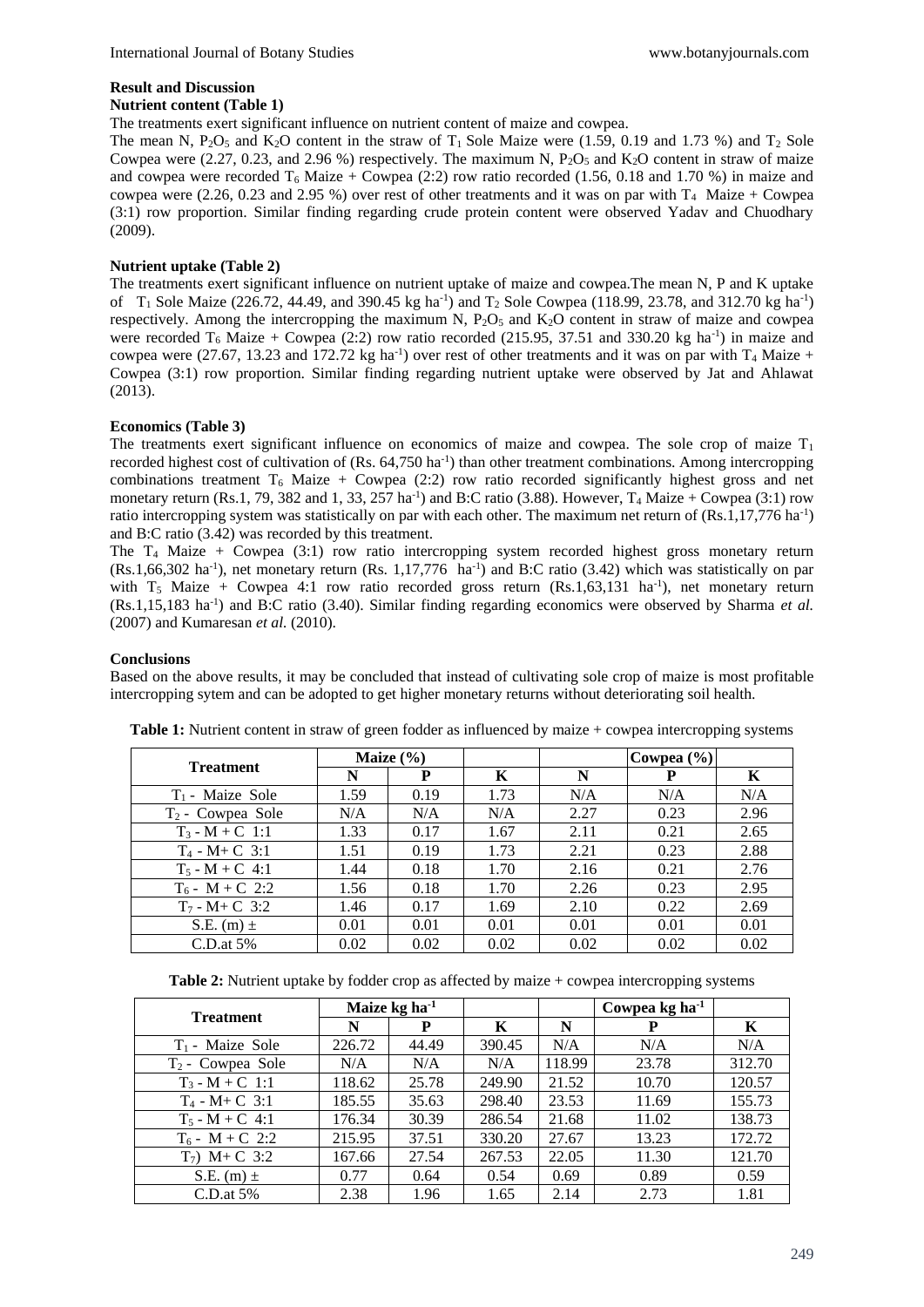## Result and Discussion

### Nutrient content (Table 1)

The treatments exert significant influence on nutrient content of maize and cowpea.

The mean N, $P_2O_5$ and $K_2O$ content in the straw of $T_1$ Sole Maize were (1.59, 0.19 and 1.73 %) and $T_2$ Sole Cowpea were (2.27, 0.23, and 2.96 %) respectively. The maximum N, $P_2O_5$ and $K_2O$ content in straw of maize and cowpea were recorded $T_6$ Maize + Cowpea (2:2) row ratio recorded (1.56, 0.18 and 1.70 %) in maize and cowpea were (2.26, 0.23 and 2.95 %) over rest of other treatments and it was on par with $T_4$ Maize + Cowpea (3:1) row proportion. Similar finding regarding crude protein content were observed Yadav and Chuodhary (2009).

### Nutrient uptake (Table 2)

The treatments exert significant influence on nutrient uptake of maize and cowpea.The mean N, P and K uptake of $T_1$ Sole Maize (226.72, 44.49, and 390.45 kg ha$^{-1}$) and $T_2$ Sole Cowpea (118.99, 23.78, and 312.70 kg ha$^{-1}$) respectively. Among the intercropping the maximum N, $P_2O_5$ and $K_2O$ content in straw of maize and cowpea were recorded $T_6$ Maize + Cowpea (2:2) row ratio recorded (215.95, 37.51 and 330.20 kg ha$^{-1}$) in maize and cowpea were (27.67, 13.23 and 172.72 kg ha$^{-1}$) over rest of other treatments and it was on par with $T_4$ Maize + Cowpea (3:1) row proportion. Similar finding regarding nutrient uptake were observed by Jat and Ahlawat (2013).

### Economics (Table 3)

The treatments exert significant influence on economics of maize and cowpea. The sole crop of maize $T_1$ recorded highest cost of cultivation of (Rs. 64,750 ha$^{-1}$) than other treatment combinations. Among intercropping combinations treatment $T_6$ Maize + Cowpea (2:2) row ratio recorded significantly highest gross and net monetary return (Rs.1, 79, 382 and 1, 33, 257 ha$^{-1}$) and B:C ratio (3.88). However, $T_4$ Maize + Cowpea (3:1) row ratio intercropping system was statistically on par with each other. The maximum net return of (Rs.1,17,776 ha$^{-1}$) and B:C ratio (3.42) was recorded by this treatment.

The $T_4$ Maize + Cowpea (3:1) row ratio intercropping system recorded highest gross monetary return (Rs.1,66,302 ha$^{-1}$), net monetary return (Rs. 1,17,776 ha$^{-1}$) and B:C ratio (3.42) which was statistically on par with $T_5$ Maize + Cowpea 4:1 row ratio recorded gross return (Rs.1,63,131 ha$^{-1}$), net monetary return (Rs.1,15,183 ha$^{-1}$) and B:C ratio (3.40). Similar finding regarding economics were observed by Sharma *et al.* (2007) and Kumaresan *et al.* (2010).

### Conclusions

Based on the above results, it may be concluded that instead of cultivating sole crop of maize is most profitable intercropping sytem and can be adopted to get higher monetary returns without deteriorating soil health.

**Table 1:** Nutrient content in straw of green fodder as influenced by maize + cowpea intercropping systems

| Treatment | Maize (%) | | | | Cowpea (%) | |
|---|---|---|---|---|---|---|
| | N | P | K | N | P | K |
| $T_1$ - Maize Sole | 1.59 | 0.19 | 1.73 | N/A | N/A | N/A |
| $T_2$ - Cowpea Sole | N/A | N/A | N/A | 2.27 | 0.23 | 2.96 |
| $T_3$ - M + C 1:1 | 1.33 | 0.17 | 1.67 | 2.11 | 0.21 | 2.65 |
| $T_4$ - M+ C 3:1 | 1.51 | 0.19 | 1.73 | 2.21 | 0.23 | 2.88 |
| $T_5$ - M + C 4:1 | 1.44 | 0.18 | 1.70 | 2.16 | 0.21 | 2.76 |
| $T_6$ - M + C 2:2 | 1.56 | 0.18 | 1.70 | 2.26 | 0.23 | 2.95 |
| $T_7$ - M+ C 3:2 | 1.46 | 0.17 | 1.69 | 2.10 | 0.22 | 2.69 |
| S.E. (m) ± | 0.01 | 0.01 | 0.01 | 0.01 | 0.01 | 0.01 |
| C.D.at 5% | 0.02 | 0.02 | 0.02 | 0.02 | 0.02 | 0.02 |

**Table 2:** Nutrient uptake by fodder crop as affected by maize + cowpea intercropping systems

| Treatment | Maize kg ha$^{-1}$ | | | | Cowpea kg ha$^{-1}$ | |
|---|---|---|---|---|---|---|
| | N | P | K | N | P | K |
| $T_1$ - Maize Sole | 226.72 | 44.49 | 390.45 | N/A | N/A | N/A |
| $T_2$ - Cowpea Sole | N/A | N/A | N/A | 118.99 | 23.78 | 312.70 |
| $T_3$ - M + C 1:1 | 118.62 | 25.78 | 249.90 | 21.52 | 10.70 | 120.57 |
| $T_4$ - M+ C 3:1 | 185.55 | 35.63 | 298.40 | 23.53 | 11.69 | 155.73 |
| $T_5$ - M + C 4:1 | 176.34 | 30.39 | 286.54 | 21.68 | 11.02 | 138.73 |
| $T_6$ - M + C 2:2 | 215.95 | 37.51 | 330.20 | 27.67 | 13.23 | 172.72 |
| $T_7$) M+ C 3:2 | 167.66 | 27.54 | 267.53 | 22.05 | 11.30 | 121.70 |
| S.E. (m) ± | 0.77 | 0.64 | 0.54 | 0.69 | 0.89 | 0.59 |
| C.D.at 5% | 2.38 | 1.96 | 1.65 | 2.14 | 2.73 | 1.81 |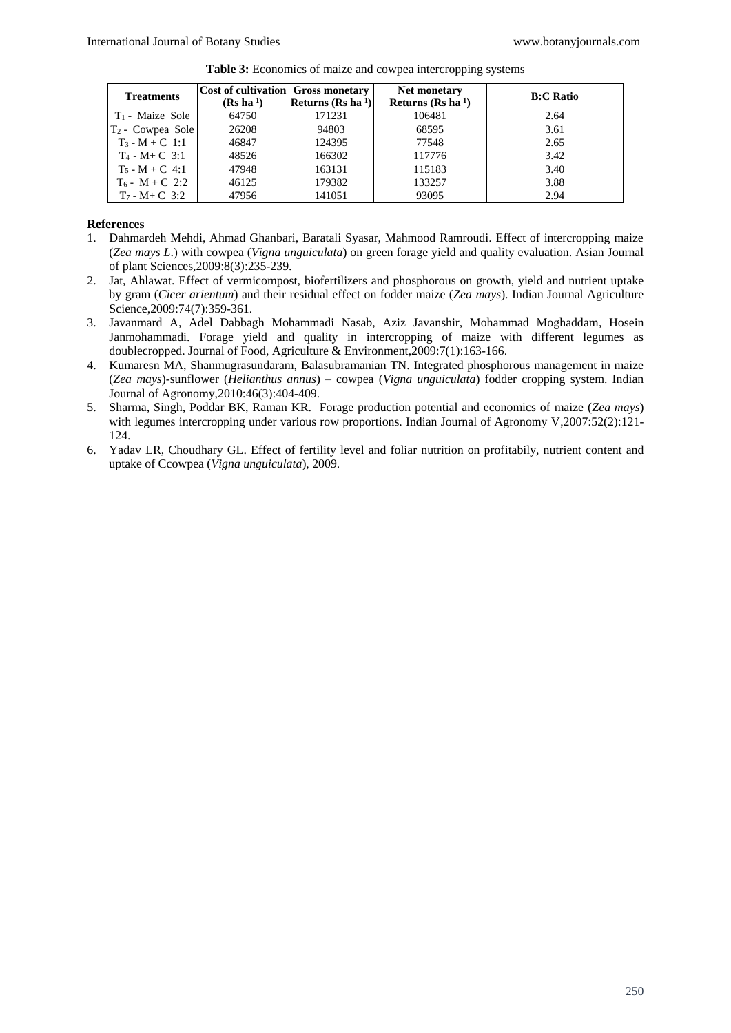**Table 3:** Economics of maize and cowpea intercropping systems

| Treatments | Cost of cultivation (Rs ha$^{-1}$) | Gross monetary Returns (Rs ha$^{-1}$) | Net monetary Returns (Rs ha$^{-1}$) | B:C Ratio |
|---|---|---|---|---|
| $T_1$ - Maize Sole | 64750 | 171231 | 106481 | 2.64 |
| $T_2$ - Cowpea Sole | 26208 | 94803 | 68595 | 3.61 |
| $T_3$ - M + C 1:1 | 46847 | 124395 | 77548 | 2.65 |
| $T_4$ - M+ C 3:1 | 48526 | 166302 | 117776 | 3.42 |
| $T_5$ - M + C 4:1 | 47948 | 163131 | 115183 | 3.40 |
| $T_6$ - M + C 2:2 | 46125 | 179382 | 133257 | 3.88 |
| $T_7$ - M+ C 3:2 | 47956 | 141051 | 93095 | 2.94 |

## References

1. Dahmardeh Mehdi, Ahmad Ghanbari, Baratali Syasar, Mahmood Ramroudi. Effect of intercropping maize (*Zea mays L*.) with cowpea (*Vigna unguiculata*) on green forage yield and quality evaluation. Asian Journal of plant Sciences,2009:8(3):235-239.
2. Jat, Ahlawat. Effect of vermicompost, biofertilizers and phosphorous on growth, yield and nutrient uptake by gram (*Cicer arientum*) and their residual effect on fodder maize (*Zea mays*). Indian Journal Agriculture Science,2009:74(7):359-361.
3. Javanmard A, Adel Dabbagh Mohammadi Nasab, Aziz Javanshir, Mohammad Moghaddam, Hosein Janmohammadi. Forage yield and quality in intercropping of maize with different legumes as doublecropped. Journal of Food, Agriculture & Environment,2009:7(1):163-166.
4. Kumaresn MA, Shanmugrasundaram, Balasubramanian TN. Integrated phosphorous management in maize (*Zea mays*)-sunflower (*Helianthus annus*) – cowpea (*Vigna unguiculata*) fodder cropping system. Indian Journal of Agronomy,2010:46(3):404-409.
5. Sharma, Singh, Poddar BK, Raman KR. Forage production potential and economics of maize (*Zea mays*) with legumes intercropping under various row proportions. Indian Journal of Agronomy V,2007:52(2):121-124.
6. Yadav LR, Choudhary GL. Effect of fertility level and foliar nutrition on profitabily, nutrient content and uptake of Ccowpea (*Vigna unguiculata*), 2009.